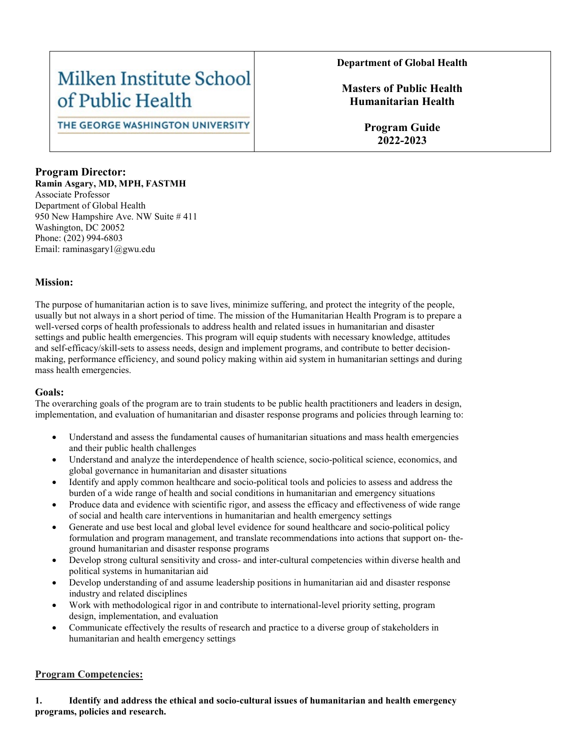| Milken Institute School of Public Health THE GEORGE WASHINGTON UNIVERSITY | **Department of Global Health**<br><br>**Masters of Public Health Humanitarian Health**<br><br>**Program Guide 2022-2023** |
|---|---|

## Program Director:

**Ramin Asgary, MD, MPH, FASTMH**
Associate Professor
Department of Global Health
950 New Hampshire Ave. NW Suite # 411
Washington, DC 20052
Phone: (202) 994-6803
Email: raminasgary1@gwu.edu

### Mission:

The purpose of humanitarian action is to save lives, minimize suffering, and protect the integrity of the people, usually but not always in a short period of time. The mission of the Humanitarian Health Program is to prepare a well-versed corps of health professionals to address health and related issues in humanitarian and disaster settings and public health emergencies. This program will equip students with necessary knowledge, attitudes and self-efficacy/skill-sets to assess needs, design and implement programs, and contribute to better decision-making, performance efficiency, and sound policy making within aid system in humanitarian settings and during mass health emergencies.

### Goals:

The overarching goals of the program are to train students to be public health practitioners and leaders in design, implementation, and evaluation of humanitarian and disaster response programs and policies through learning to:

- Understand and assess the fundamental causes of humanitarian situations and mass health emergencies and their public health challenges
- Understand and analyze the interdependence of health science, socio-political science, economics, and global governance in humanitarian and disaster situations
- Identify and apply common healthcare and socio-political tools and policies to assess and address the burden of a wide range of health and social conditions in humanitarian and emergency situations
- Produce data and evidence with scientific rigor, and assess the efficacy and effectiveness of wide range of social and health care interventions in humanitarian and health emergency settings
- Generate and use best local and global level evidence for sound healthcare and socio-political policy formulation and program management, and translate recommendations into actions that support on- the-ground humanitarian and disaster response programs
- Develop strong cultural sensitivity and cross- and inter-cultural competencies within diverse health and political systems in humanitarian aid
- Develop understanding of and assume leadership positions in humanitarian aid and disaster response industry and related disciplines
- Work with methodological rigor in and contribute to international-level priority setting, program design, implementation, and evaluation
- Communicate effectively the results of research and practice to a diverse group of stakeholders in humanitarian and health emergency settings

### Program Competencies:

**1. Identify and address the ethical and socio-cultural issues of humanitarian and health emergency programs, policies and research.**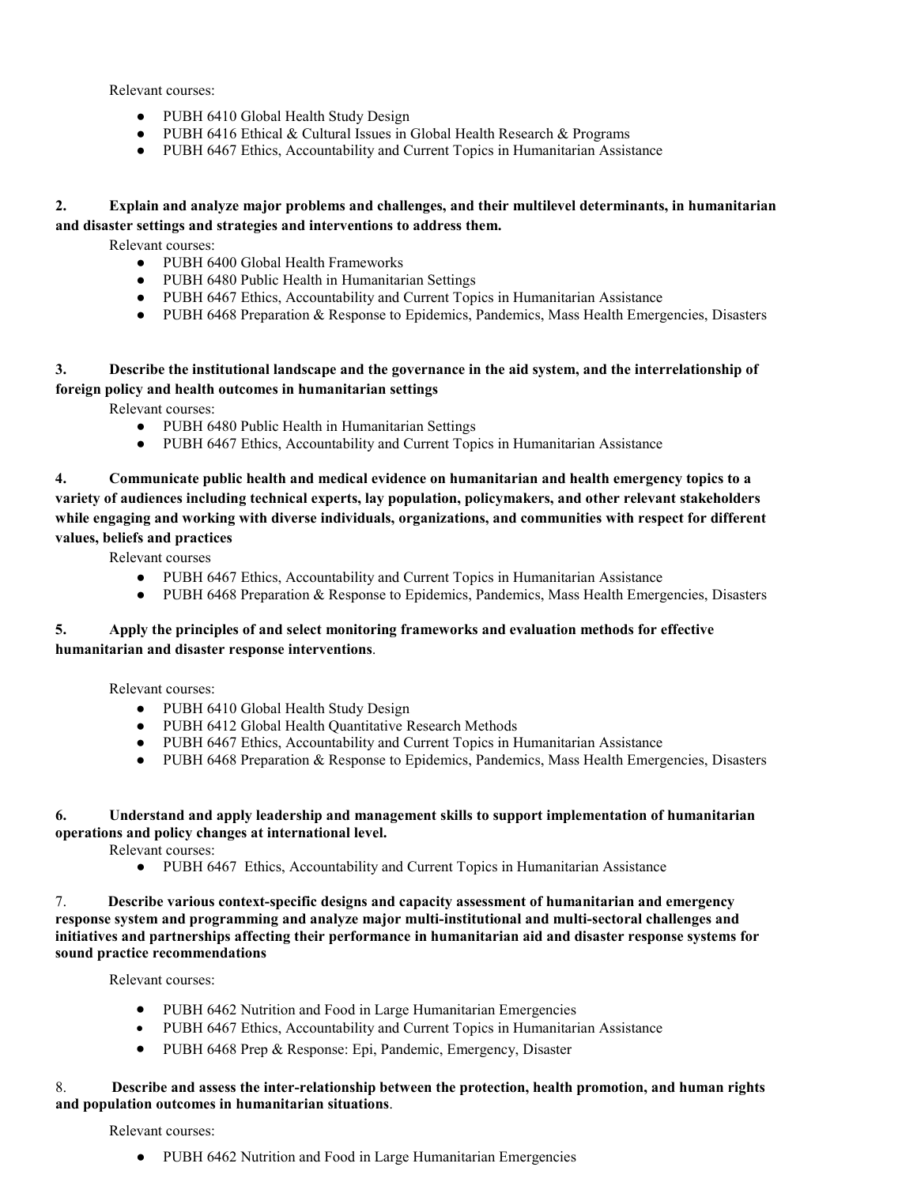Relevant courses:

- PUBH 6410 Global Health Study Design
- PUBH 6416 Ethical & Cultural Issues in Global Health Research & Programs
- PUBH 6467 Ethics, Accountability and Current Topics in Humanitarian Assistance

**2. Explain and analyze major problems and challenges, and their multilevel determinants, in humanitarian and disaster settings and strategies and interventions to address them.**

Relevant courses:

- PUBH 6400 Global Health Frameworks
- PUBH 6480 Public Health in Humanitarian Settings
- PUBH 6467 Ethics, Accountability and Current Topics in Humanitarian Assistance
- PUBH 6468 Preparation & Response to Epidemics, Pandemics, Mass Health Emergencies, Disasters

**3. Describe the institutional landscape and the governance in the aid system, and the interrelationship of foreign policy and health outcomes in humanitarian settings**

Relevant courses:

- PUBH 6480 Public Health in Humanitarian Settings
- PUBH 6467 Ethics, Accountability and Current Topics in Humanitarian Assistance

**4. Communicate public health and medical evidence on humanitarian and health emergency topics to a variety of audiences including technical experts, lay population, policymakers, and other relevant stakeholders while engaging and working with diverse individuals, organizations, and communities with respect for different values, beliefs and practices**

Relevant courses

- PUBH 6467 Ethics, Accountability and Current Topics in Humanitarian Assistance
- PUBH 6468 Preparation & Response to Epidemics, Pandemics, Mass Health Emergencies, Disasters

**5. Apply the principles of and select monitoring frameworks and evaluation methods for effective humanitarian and disaster response interventions**.

Relevant courses:

- PUBH 6410 Global Health Study Design
- PUBH 6412 Global Health Quantitative Research Methods
- PUBH 6467 Ethics, Accountability and Current Topics in Humanitarian Assistance
- PUBH 6468 Preparation & Response to Epidemics, Pandemics, Mass Health Emergencies, Disasters

**6. Understand and apply leadership and management skills to support implementation of humanitarian operations and policy changes at international level.**

Relevant courses:

- PUBH 6467 Ethics, Accountability and Current Topics in Humanitarian Assistance

7. **Describe various context-specific designs and capacity assessment of humanitarian and emergency response system and programming and analyze major multi-institutional and multi-sectoral challenges and initiatives and partnerships affecting their performance in humanitarian aid and disaster response systems for sound practice recommendations**

Relevant courses:

- PUBH 6462 Nutrition and Food in Large Humanitarian Emergencies
- PUBH 6467 Ethics, Accountability and Current Topics in Humanitarian Assistance
- PUBH 6468 Prep & Response: Epi, Pandemic, Emergency, Disaster

8. **Describe and assess the inter-relationship between the protection, health promotion, and human rights and population outcomes in humanitarian situations**.

Relevant courses:

- PUBH 6462 Nutrition and Food in Large Humanitarian Emergencies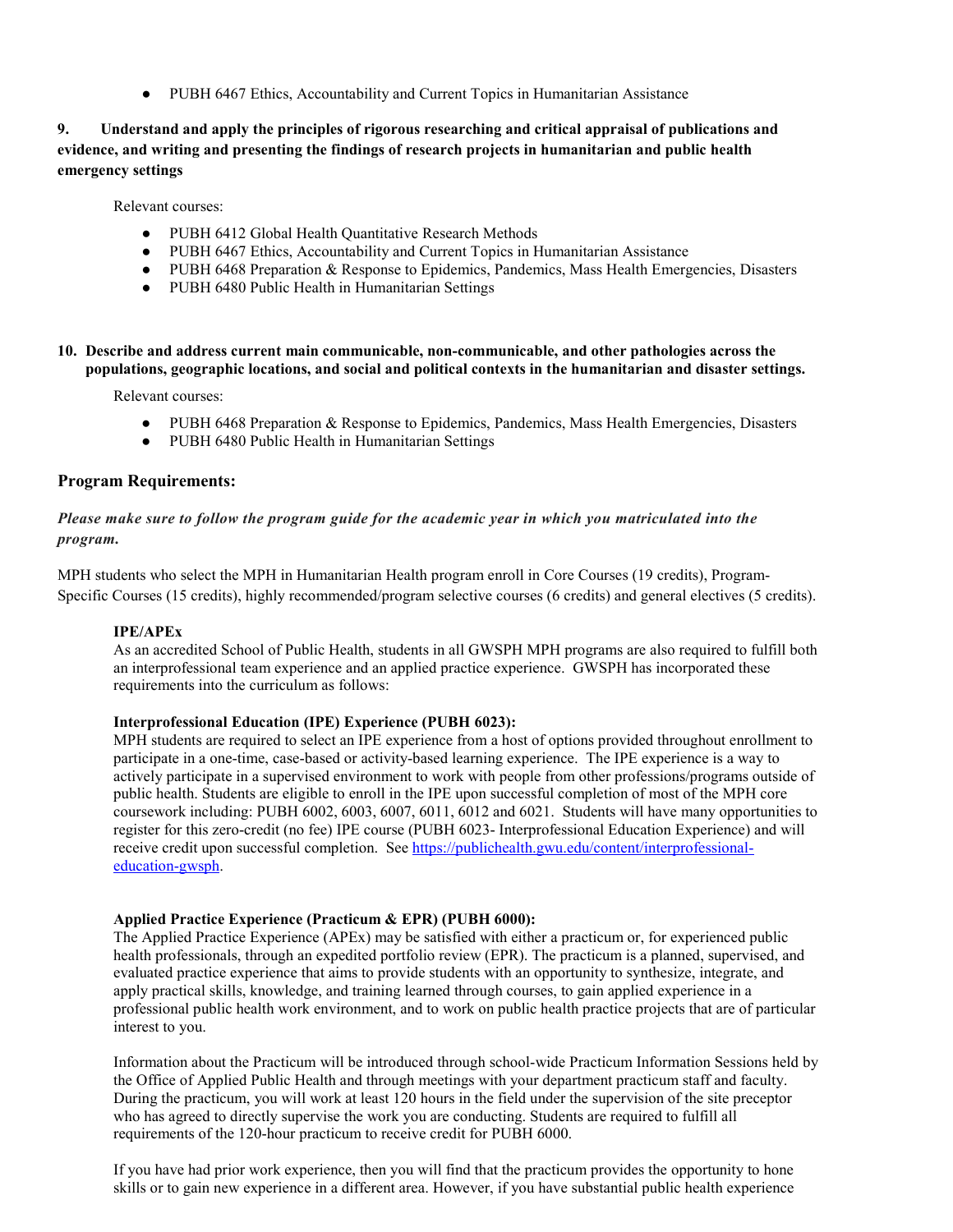- PUBH 6467 Ethics, Accountability and Current Topics in Humanitarian Assistance

**9. Understand and apply the principles of rigorous researching and critical appraisal of publications and evidence, and writing and presenting the findings of research projects in humanitarian and public health emergency settings**

Relevant courses:

- PUBH 6412 Global Health Quantitative Research Methods
- PUBH 6467 Ethics, Accountability and Current Topics in Humanitarian Assistance
- PUBH 6468 Preparation & Response to Epidemics, Pandemics, Mass Health Emergencies, Disasters
- PUBH 6480 Public Health in Humanitarian Settings

**10. Describe and address current main communicable, non-communicable, and other pathologies across the populations, geographic locations, and social and political contexts in the humanitarian and disaster settings.**

Relevant courses:

- PUBH 6468 Preparation & Response to Epidemics, Pandemics, Mass Health Emergencies, Disasters
- PUBH 6480 Public Health in Humanitarian Settings

## Program Requirements:

***Please make sure to follow the program guide for the academic year in which you matriculated into the program.***

MPH students who select the MPH in Humanitarian Health program enroll in Core Courses (19 credits), Program-Specific Courses (15 credits), highly recommended/program selective courses (6 credits) and general electives (5 credits).

### IPE/APEx

As an accredited School of Public Health, students in all GWSPH MPH programs are also required to fulfill both an interprofessional team experience and an applied practice experience. GWSPH has incorporated these requirements into the curriculum as follows:

**Interprofessional Education (IPE) Experience (PUBH 6023):**

MPH students are required to select an IPE experience from a host of options provided throughout enrollment to participate in a one-time, case-based or activity-based learning experience. The IPE experience is a way to actively participate in a supervised environment to work with people from other professions/programs outside of public health. Students are eligible to enroll in the IPE upon successful completion of most of the MPH core coursework including: PUBH 6002, 6003, 6007, 6011, 6012 and 6021. Students will have many opportunities to register for this zero-credit (no fee) IPE course (PUBH 6023- Interprofessional Education Experience) and will receive credit upon successful completion. See [https://publichealth.gwu.edu/content/interprofessional-education-gwsph](https://publichealth.gwu.edu/content/interprofessional-education-gwsph).

**Applied Practice Experience (Practicum & EPR) (PUBH 6000):**

The Applied Practice Experience (APEx) may be satisfied with either a practicum or, for experienced public health professionals, through an expedited portfolio review (EPR). The practicum is a planned, supervised, and evaluated practice experience that aims to provide students with an opportunity to synthesize, integrate, and apply practical skills, knowledge, and training learned through courses, to gain applied experience in a professional public health work environment, and to work on public health practice projects that are of particular interest to you.

Information about the Practicum will be introduced through school-wide Practicum Information Sessions held by the Office of Applied Public Health and through meetings with your department practicum staff and faculty. During the practicum, you will work at least 120 hours in the field under the supervision of the site preceptor who has agreed to directly supervise the work you are conducting. Students are required to fulfill all requirements of the 120-hour practicum to receive credit for PUBH 6000.

If you have had prior work experience, then you will find that the practicum provides the opportunity to hone skills or to gain new experience in a different area. However, if you have substantial public health experience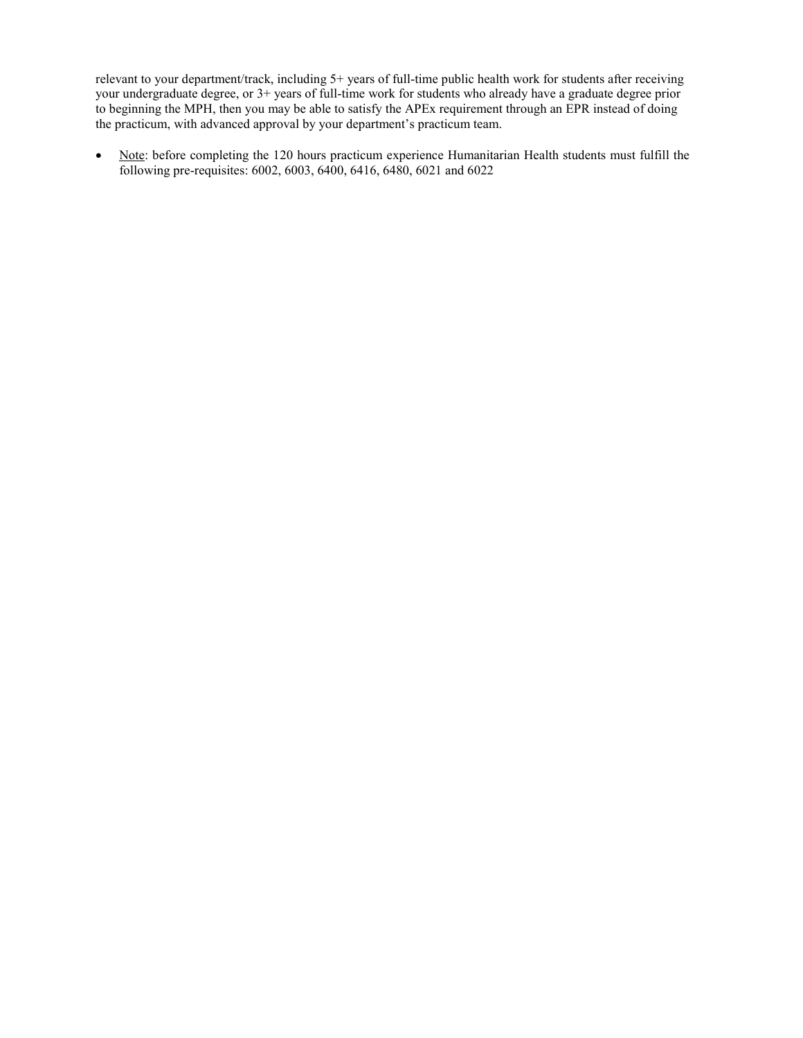relevant to your department/track, including 5+ years of full-time public health work for students after receiving your undergraduate degree, or 3+ years of full-time work for students who already have a graduate degree prior to beginning the MPH, then you may be able to satisfy the APEx requirement through an EPR instead of doing the practicum, with advanced approval by your department's practicum team.

- Note: before completing the 120 hours practicum experience Humanitarian Health students must fulfill the following pre-requisites: 6002, 6003, 6400, 6416, 6480, 6021 and 6022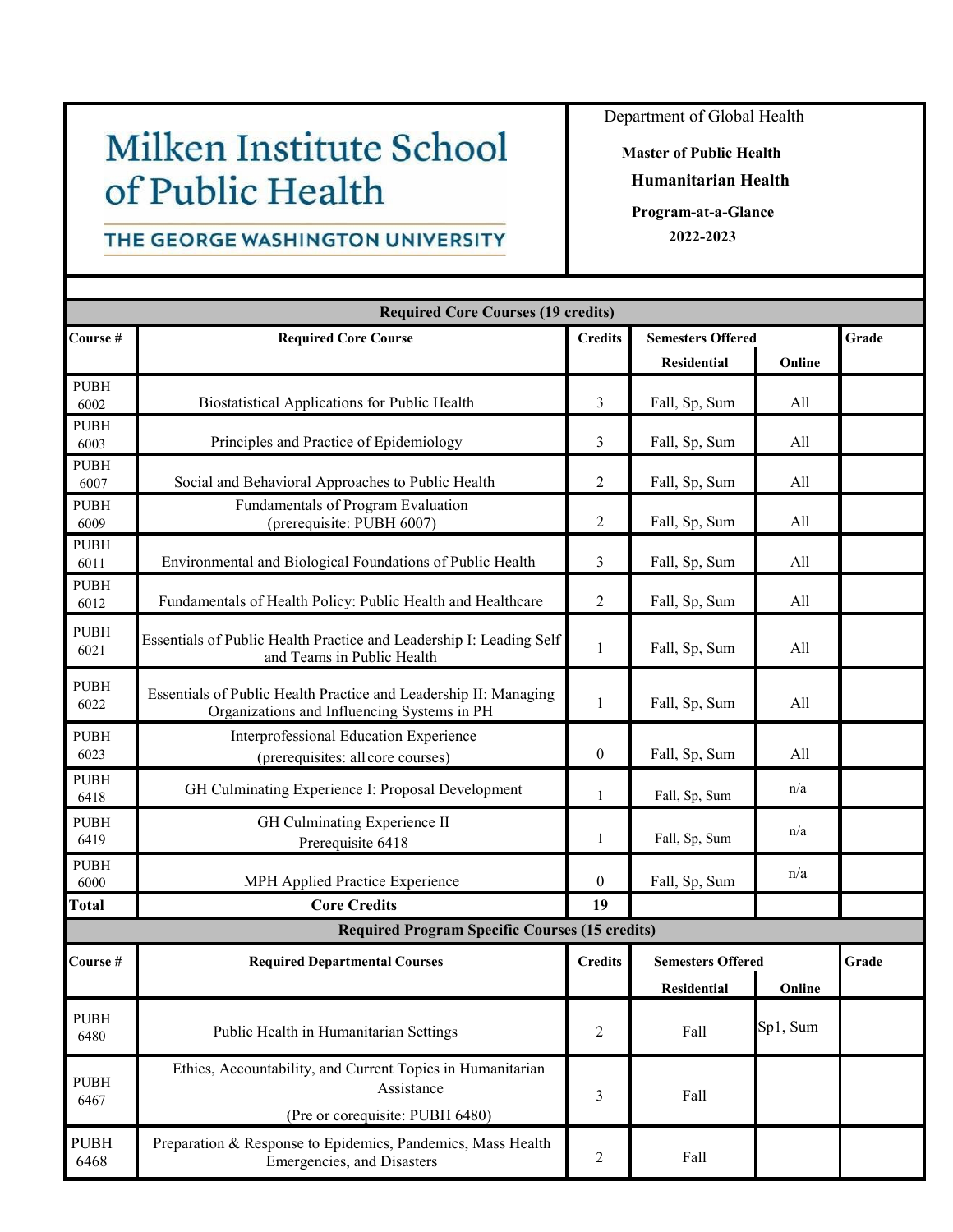Milken Institute School of Public Health

THE GEORGE WASHINGTON UNIVERSITY

Department of Global Health

**Master of Public Health**

**Humanitarian Health**

**Program-at-a-Glance**

**2022-2023**

| **Required Core Courses (19 credits)** | | | | | |
|---|---|---|---|---|---|
| **Course #** | **Required Core Course** | **Credits** | **Semesters Offered** | | **Grade** |
| | | | **Residential** | **Online** | |
| PUBH 6002 | Biostatistical Applications for Public Health | 3 | Fall, Sp, Sum | All | |
| PUBH 6003 | Principles and Practice of Epidemiology | 3 | Fall, Sp, Sum | All | |
| PUBH 6007 | Social and Behavioral Approaches to Public Health | 2 | Fall, Sp, Sum | All | |
| PUBH 6009 | Fundamentals of Program Evaluation (prerequisite: PUBH 6007) | 2 | Fall, Sp, Sum | All | |
| PUBH 6011 | Environmental and Biological Foundations of Public Health | 3 | Fall, Sp, Sum | All | |
| PUBH 6012 | Fundamentals of Health Policy: Public Health and Healthcare | 2 | Fall, Sp, Sum | All | |
| PUBH 6021 | Essentials of Public Health Practice and Leadership I: Leading Self and Teams in Public Health | 1 | Fall, Sp, Sum | All | |
| PUBH 6022 | Essentials of Public Health Practice and Leadership II: Managing Organizations and Influencing Systems in PH | 1 | Fall, Sp, Sum | All | |
| PUBH 6023 | Interprofessional Education Experience (prerequisites: all core courses) | 0 | Fall, Sp, Sum | All | |
| PUBH 6418 | GH Culminating Experience I: Proposal Development | 1 | Fall, Sp, Sum | n/a | |
| PUBH 6419 | GH Culminating Experience II Prerequisite 6418 | 1 | Fall, Sp, Sum | n/a | |
| PUBH 6000 | MPH Applied Practice Experience | 0 | Fall, Sp, Sum | n/a | |
| **Total** | **Core Credits** | **19** | | | |

| **Required Program Specific Courses (15 credits)** | | | | | |
|---|---|---|---|---|---|
| **Course #** | **Required Departmental Courses** | **Credits** | **Semesters Offered** | | **Grade** |
| | | | **Residential** | **Online** | |
| PUBH 6480 | Public Health in Humanitarian Settings | 2 | Fall | Sp1, Sum | |
| PUBH 6467 | Ethics, Accountability, and Current Topics in Humanitarian Assistance (Pre or corequisite: PUBH 6480) | 3 | Fall | | |
| PUBH 6468 | Preparation & Response to Epidemics, Pandemics, Mass Health Emergencies, and Disasters | 2 | Fall | | |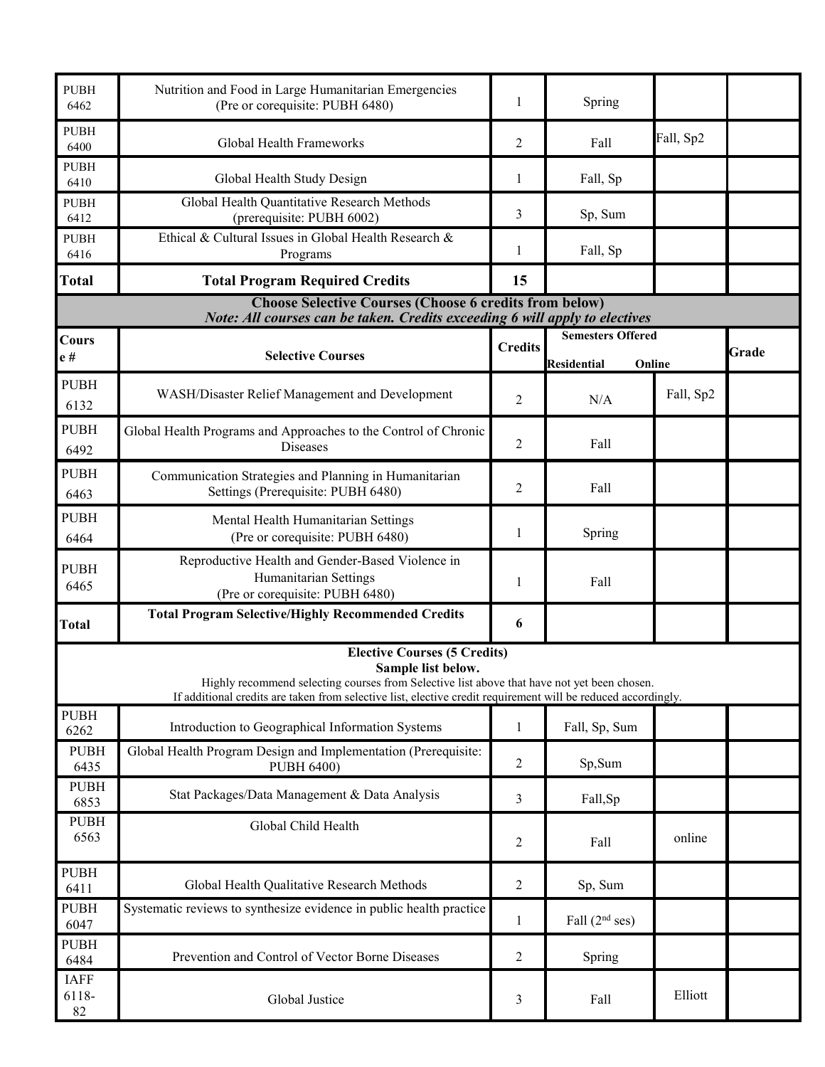| | | | | | |
|---|---|---|---|---|---|
| PUBH 6462 | Nutrition and Food in Large Humanitarian Emergencies (Pre or corequisite: PUBH 6480) | 1 | Spring | | |
| PUBH 6400 | Global Health Frameworks | 2 | Fall | Fall, Sp2 | |
| PUBH 6410 | Global Health Study Design | 1 | Fall, Sp | | |
| PUBH 6412 | Global Health Quantitative Research Methods (prerequisite: PUBH 6002) | 3 | Sp, Sum | | |
| PUBH 6416 | Ethical & Cultural Issues in Global Health Research & Programs | 1 | Fall, Sp | | |
| **Total** | **Total Program Required Credits** | **15** | | | |

**Choose Selective Courses (Choose 6 credits from below)**
***Note: All courses can be taken. Credits exceeding 6 will apply to electives***

| Course # | Selective Courses | Credits | Semesters Offered Residential | Online | Grade |
|---|---|---|---|---|---|
| PUBH 6132 | WASH/Disaster Relief Management and Development | 2 | N/A | Fall, Sp2 | |
| PUBH 6492 | Global Health Programs and Approaches to the Control of Chronic Diseases | 2 | Fall | | |
| PUBH 6463 | Communication Strategies and Planning in Humanitarian Settings (Prerequisite: PUBH 6480) | 2 | Fall | | |
| PUBH 6464 | Mental Health Humanitarian Settings (Pre or corequisite: PUBH 6480) | 1 | Spring | | |
| PUBH 6465 | Reproductive Health and Gender-Based Violence in Humanitarian Settings (Pre or corequisite: PUBH 6480) | 1 | Fall | | |
| **Total** | **Total Program Selective/Highly Recommended Credits** | **6** | | | |

**Elective Courses (5 Credits)**
**Sample list below.**
Highly recommend selecting courses from Selective list above that have not yet been chosen.
If additional credits are taken from selective list, elective credit requirement will be reduced accordingly.

| | | | | | |
|---|---|---|---|---|---|
| PUBH 6262 | Introduction to Geographical Information Systems | 1 | Fall, Sp, Sum | | |
| PUBH 6435 | Global Health Program Design and Implementation (Prerequisite: PUBH 6400) | 2 | Sp,Sum | | |
| PUBH 6853 | Stat Packages/Data Management & Data Analysis | 3 | Fall,Sp | | |
| PUBH 6563 | Global Child Health | 2 | Fall | online | |
| PUBH 6411 | Global Health Qualitative Research Methods | 2 | Sp, Sum | | |
| PUBH 6047 | Systematic reviews to synthesize evidence in public health practice | 1 | Fall (2nd ses) | | |
| PUBH 6484 | Prevention and Control of Vector Borne Diseases | 2 | Spring | | |
| IAFF 6118-82 | Global Justice | 3 | Fall | Elliott | |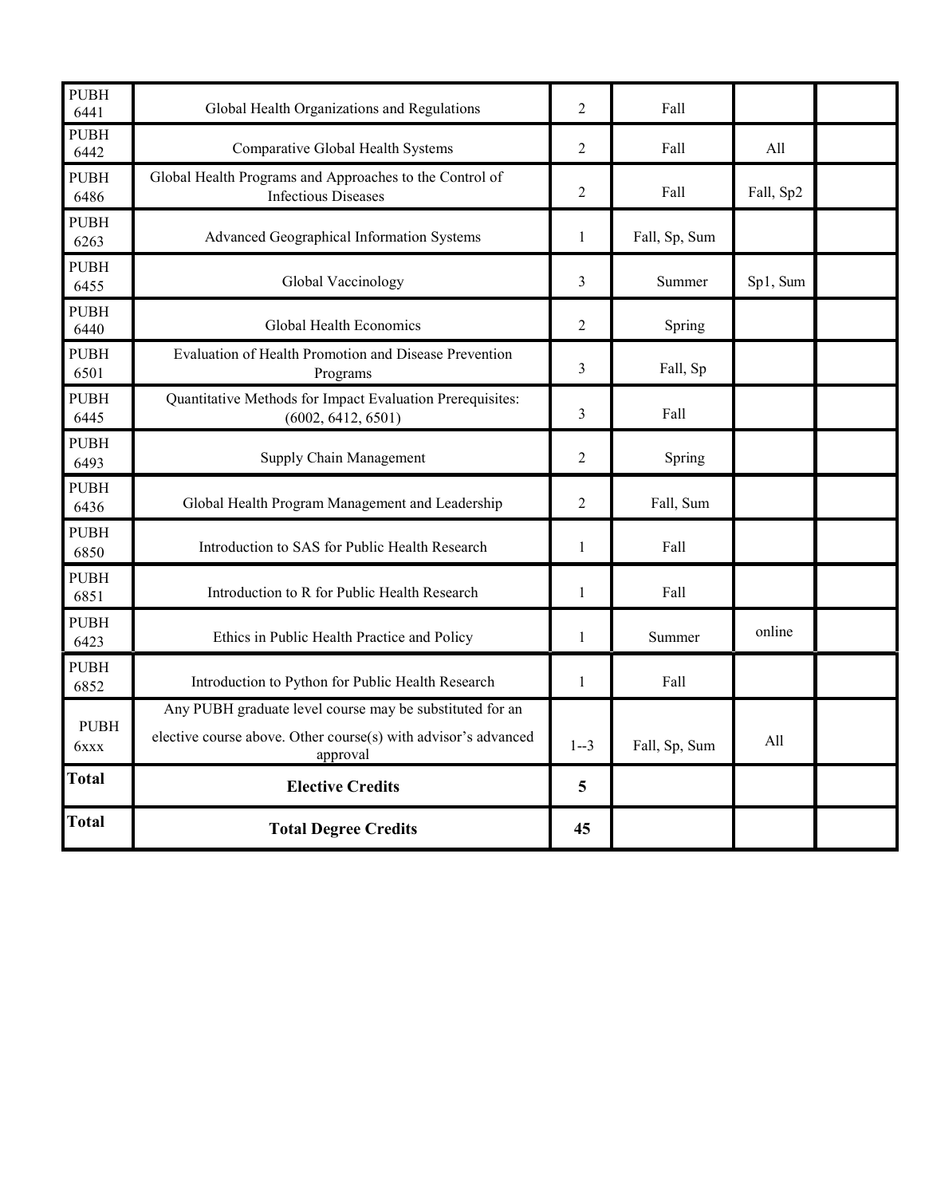| PUBH 6441 | Global Health Organizations and Regulations | 2 | Fall | | |
|---|---|---|---|---|---|
| PUBH 6442 | Comparative Global Health Systems | 2 | Fall | All | |
| PUBH 6486 | Global Health Programs and Approaches to the Control of Infectious Diseases | 2 | Fall | Fall, Sp2 | |
| PUBH 6263 | Advanced Geographical Information Systems | 1 | Fall, Sp, Sum | | |
| PUBH 6455 | Global Vaccinology | 3 | Summer | Sp1, Sum | |
| PUBH 6440 | Global Health Economics | 2 | Spring | | |
| PUBH 6501 | Evaluation of Health Promotion and Disease Prevention Programs | 3 | Fall, Sp | | |
| PUBH 6445 | Quantitative Methods for Impact Evaluation Prerequisites: (6002, 6412, 6501) | 3 | Fall | | |
| PUBH 6493 | Supply Chain Management | 2 | Spring | | |
| PUBH 6436 | Global Health Program Management and Leadership | 2 | Fall, Sum | | |
| PUBH 6850 | Introduction to SAS for Public Health Research | 1 | Fall | | |
| PUBH 6851 | Introduction to R for Public Health Research | 1 | Fall | | |
| PUBH 6423 | Ethics in Public Health Practice and Policy | 1 | Summer | online | |
| PUBH 6852 | Introduction to Python for Public Health Research | 1 | Fall | | |
| PUBH 6xxx | Any PUBH graduate level course may be substituted for an elective course above. Other course(s) with advisor's advanced approval | 1--3 | Fall, Sp, Sum | All | |
| **Total** | **Elective Credits** | **5** | | | |
| **Total** | **Total Degree Credits** | **45** | | | |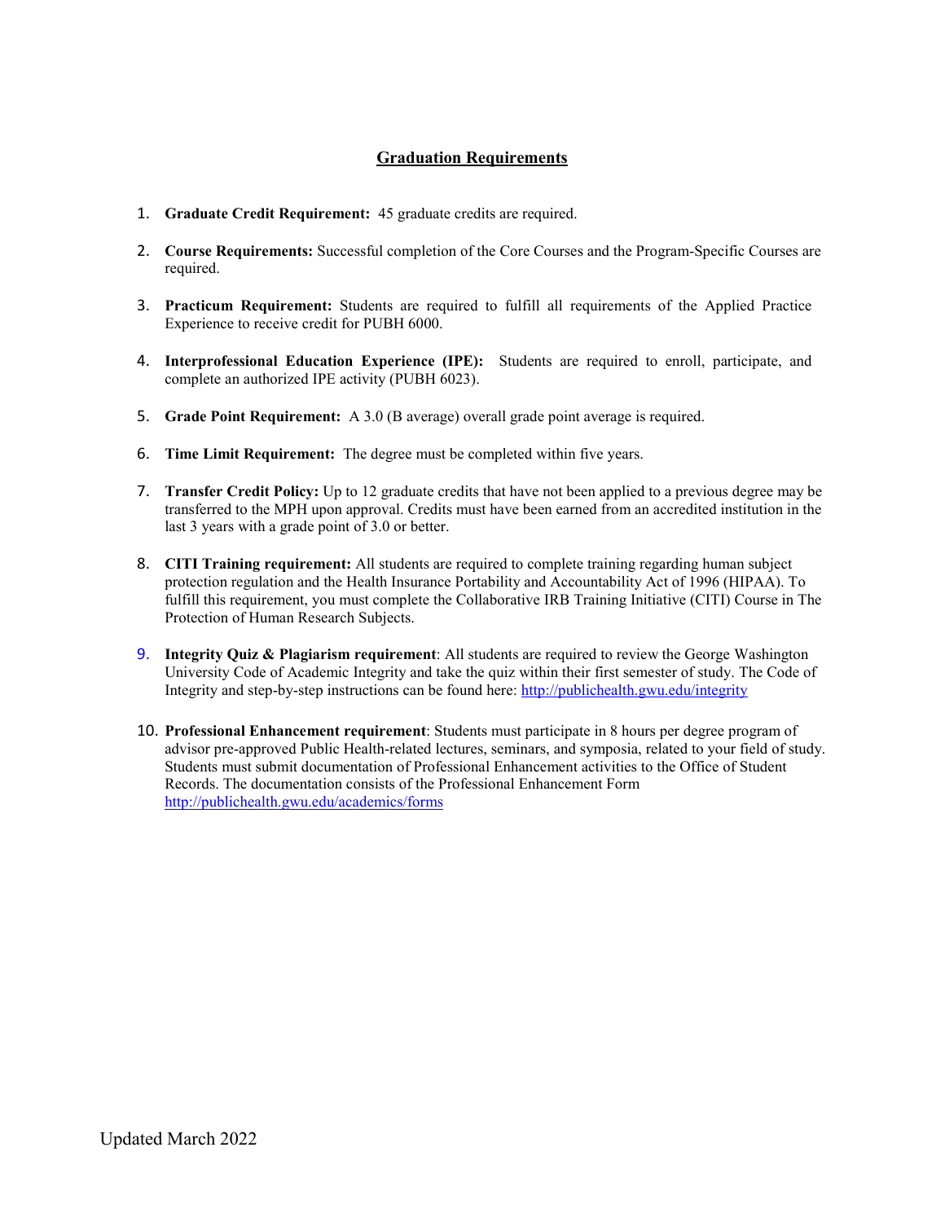# Graduation Requirements

1. **Graduate Credit Requirement:** 45 graduate credits are required.

2. **Course Requirements:** Successful completion of the Core Courses and the Program-Specific Courses are required.

3. **Practicum Requirement:** Students are required to fulfill all requirements of the Applied Practice Experience to receive credit for PUBH 6000.

4. **Interprofessional Education Experience (IPE):** Students are required to enroll, participate, and complete an authorized IPE activity (PUBH 6023).

5. **Grade Point Requirement:** A 3.0 (B average) overall grade point average is required.

6. **Time Limit Requirement:** The degree must be completed within five years.

7. **Transfer Credit Policy:** Up to 12 graduate credits that have not been applied to a previous degree may be transferred to the MPH upon approval. Credits must have been earned from an accredited institution in the last 3 years with a grade point of 3.0 or better.

8. **CITI Training requirement:** All students are required to complete training regarding human subject protection regulation and the Health Insurance Portability and Accountability Act of 1996 (HIPAA). To fulfill this requirement, you must complete the Collaborative IRB Training Initiative (CITI) Course in The Protection of Human Research Subjects.

9. **Integrity Quiz & Plagiarism requirement**: All students are required to review the George Washington University Code of Academic Integrity and take the quiz within their first semester of study. The Code of Integrity and step-by-step instructions can be found here: http://publichealth.gwu.edu/integrity

10. **Professional Enhancement requirement**: Students must participate in 8 hours per degree program of advisor pre-approved Public Health-related lectures, seminars, and symposia, related to your field of study. Students must submit documentation of Professional Enhancement activities to the Office of Student Records. The documentation consists of the Professional Enhancement Form http://publichealth.gwu.edu/academics/forms

Updated March 2022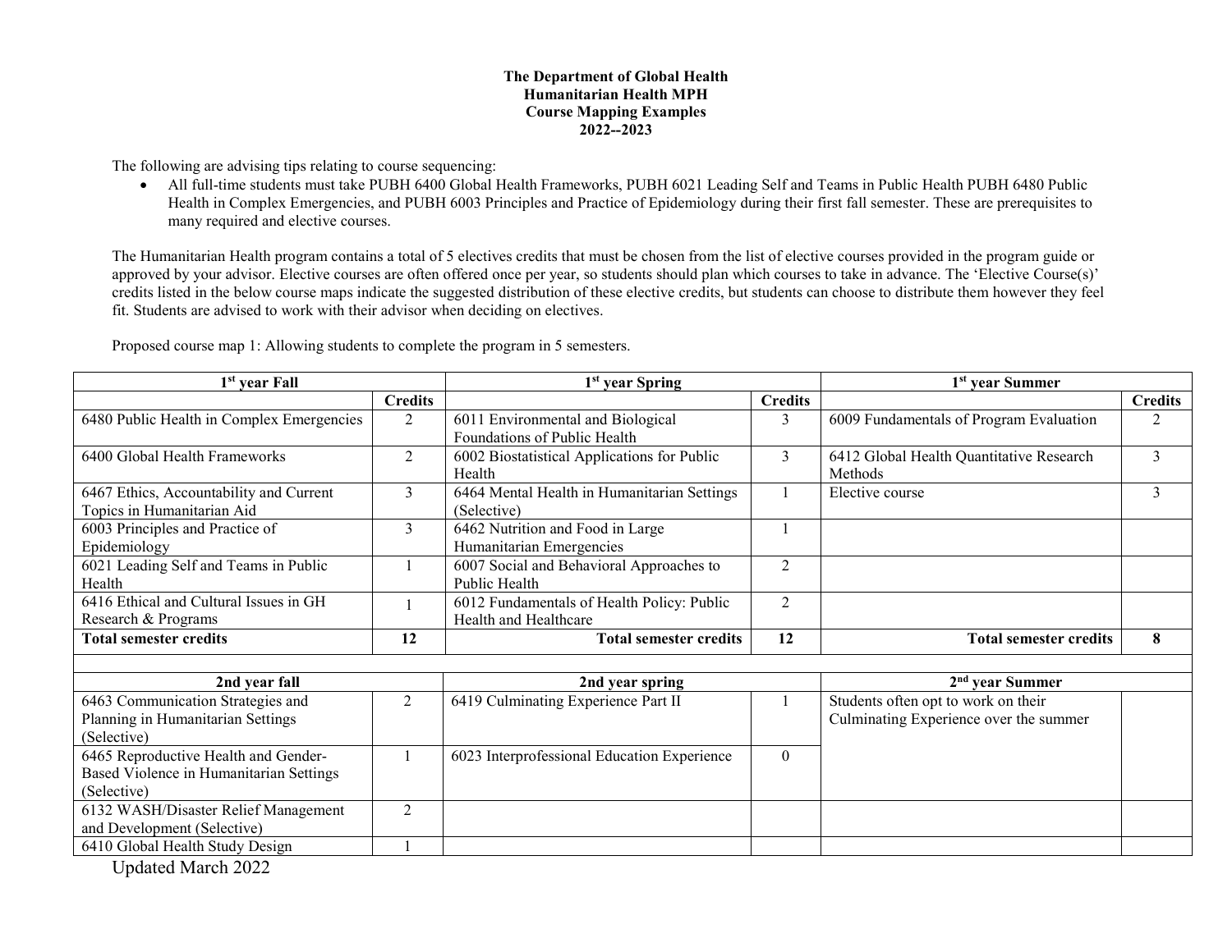**The Department of Global Health**
**Humanitarian Health MPH**
**Course Mapping Examples**
**2022--2023**

The following are advising tips relating to course sequencing:

- All full-time students must take PUBH 6400 Global Health Frameworks, PUBH 6021 Leading Self and Teams in Public Health PUBH 6480 Public Health in Complex Emergencies, and PUBH 6003 Principles and Practice of Epidemiology during their first fall semester. These are prerequisites to many required and elective courses.

The Humanitarian Health program contains a total of 5 electives credits that must be chosen from the list of elective courses provided in the program guide or approved by your advisor. Elective courses are often offered once per year, so students should plan which courses to take in advance. The 'Elective Course(s)' credits listed in the below course maps indicate the suggested distribution of these elective credits, but students can choose to distribute them however they feel fit. Students are advised to work with their advisor when deciding on electives.

Proposed course map 1: Allowing students to complete the program in 5 semesters.

| 1st year Fall | | 1st year Spring | | 1st year Summer | |
|---|---|---|---|---|---|
| | **Credits** | | **Credits** | | **Credits** |
| 6480 Public Health in Complex Emergencies | 2 | 6011 Environmental and Biological Foundations of Public Health | 3 | 6009 Fundamentals of Program Evaluation | 2 |
| 6400 Global Health Frameworks | 2 | 6002 Biostatistical Applications for Public Health | 3 | 6412 Global Health Quantitative Research Methods | 3 |
| 6467 Ethics, Accountability and Current Topics in Humanitarian Aid | 3 | 6464 Mental Health in Humanitarian Settings (Selective) | 1 | Elective course | 3 |
| 6003 Principles and Practice of Epidemiology | 3 | 6462 Nutrition and Food in Large Humanitarian Emergencies | 1 | | |
| 6021 Leading Self and Teams in Public Health | 1 | 6007 Social and Behavioral Approaches to Public Health | 2 | | |
| 6416 Ethical and Cultural Issues in GH Research & Programs | 1 | 6012 Fundamentals of Health Policy: Public Health and Healthcare | 2 | | |
| **Total semester credits** | **12** | **Total semester credits** | **12** | **Total semester credits** | **8** |
| | | | | | |
| **2nd year fall** | | **2nd year spring** | | **2nd year Summer** | |
| 6463 Communication Strategies and Planning in Humanitarian Settings (Selective) | 2 | 6419 Culminating Experience Part II | 1 | Students often opt to work on their Culminating Experience over the summer | |
| 6465 Reproductive Health and Gender-Based Violence in Humanitarian Settings (Selective) | 1 | 6023 Interprofessional Education Experience | 0 | | |
| 6132 WASH/Disaster Relief Management and Development (Selective) | 2 | | | | |
| 6410 Global Health Study Design | 1 | | | | |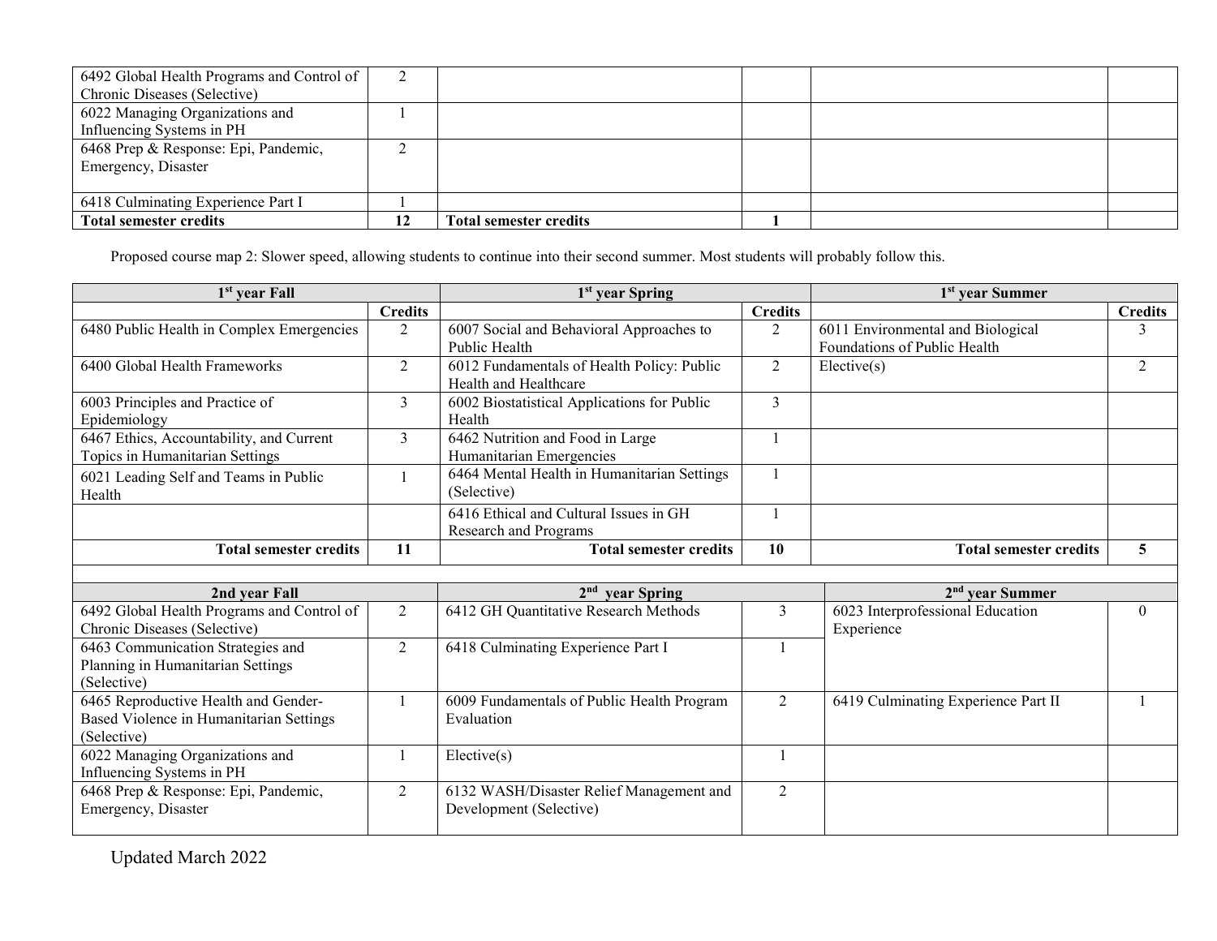| | | | | | |
|---|---|---|---|---|---|
| 6492 Global Health Programs and Control of Chronic Diseases (Selective) | 2 | | | | |
| 6022 Managing Organizations and Influencing Systems in PH | 1 | | | | |
| 6468 Prep & Response: Epi, Pandemic, Emergency, Disaster | 2 | | | | |
| 6418 Culminating Experience Part I | 1 | | | | |
| **Total semester credits** | **12** | **Total semester credits** | **1** | | |

Proposed course map 2: Slower speed, allowing students to continue into their second summer. Most students will probably follow this.

| 1st year Fall | | 1st year Spring | | 1st year Summer | |
|---|---|---|---|---|---|
| | **Credits** | | **Credits** | | **Credits** |
| 6480 Public Health in Complex Emergencies | 2 | 6007 Social and Behavioral Approaches to Public Health | 2 | 6011 Environmental and Biological Foundations of Public Health | 3 |
| 6400 Global Health Frameworks | 2 | 6012 Fundamentals of Health Policy: Public Health and Healthcare | 2 | Elective(s) | 2 |
| 6003 Principles and Practice of Epidemiology | 3 | 6002 Biostatistical Applications for Public Health | 3 | | |
| 6467 Ethics, Accountability, and Current Topics in Humanitarian Settings | 3 | 6462 Nutrition and Food in Large Humanitarian Emergencies | 1 | | |
| 6021 Leading Self and Teams in Public Health | 1 | 6464 Mental Health in Humanitarian Settings (Selective) | 1 | | |
| | | 6416 Ethical and Cultural Issues in GH Research and Programs | 1 | | |
| **Total semester credits** | **11** | **Total semester credits** | **10** | **Total semester credits** | **5** |

| 2nd year Fall | | 2nd year Spring | | 2nd year Summer | |
|---|---|---|---|---|---|
| 6492 Global Health Programs and Control of Chronic Diseases (Selective) | 2 | 6412 GH Quantitative Research Methods | 3 | 6023 Interprofessional Education Experience | 0 |
| 6463 Communication Strategies and Planning in Humanitarian Settings (Selective) | 2 | 6418 Culminating Experience Part I | 1 | | |
| 6465 Reproductive Health and Gender-Based Violence in Humanitarian Settings (Selective) | 1 | 6009 Fundamentals of Public Health Program Evaluation | 2 | 6419 Culminating Experience Part II | 1 |
| 6022 Managing Organizations and Influencing Systems in PH | 1 | Elective(s) | 1 | | |
| 6468 Prep & Response: Epi, Pandemic, Emergency, Disaster | 2 | 6132 WASH/Disaster Relief Management and Development (Selective) | 2 | | |

Updated March 2022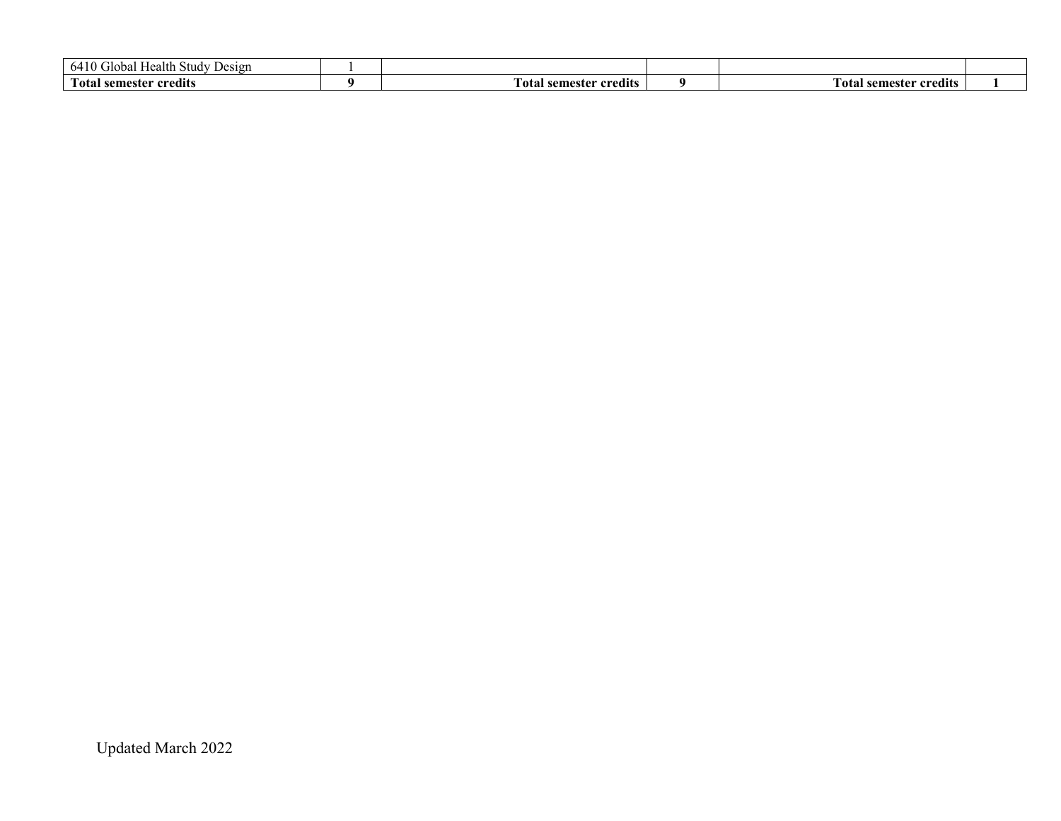| | | | | | |
|---|---|---|---|---|---|
| 6410 Global Health Study Design | 1 | | | | |
| **Total semester credits** | **9** | **Total semester credits** | **9** | **Total semester credits** | **1** |

Updated March 2022